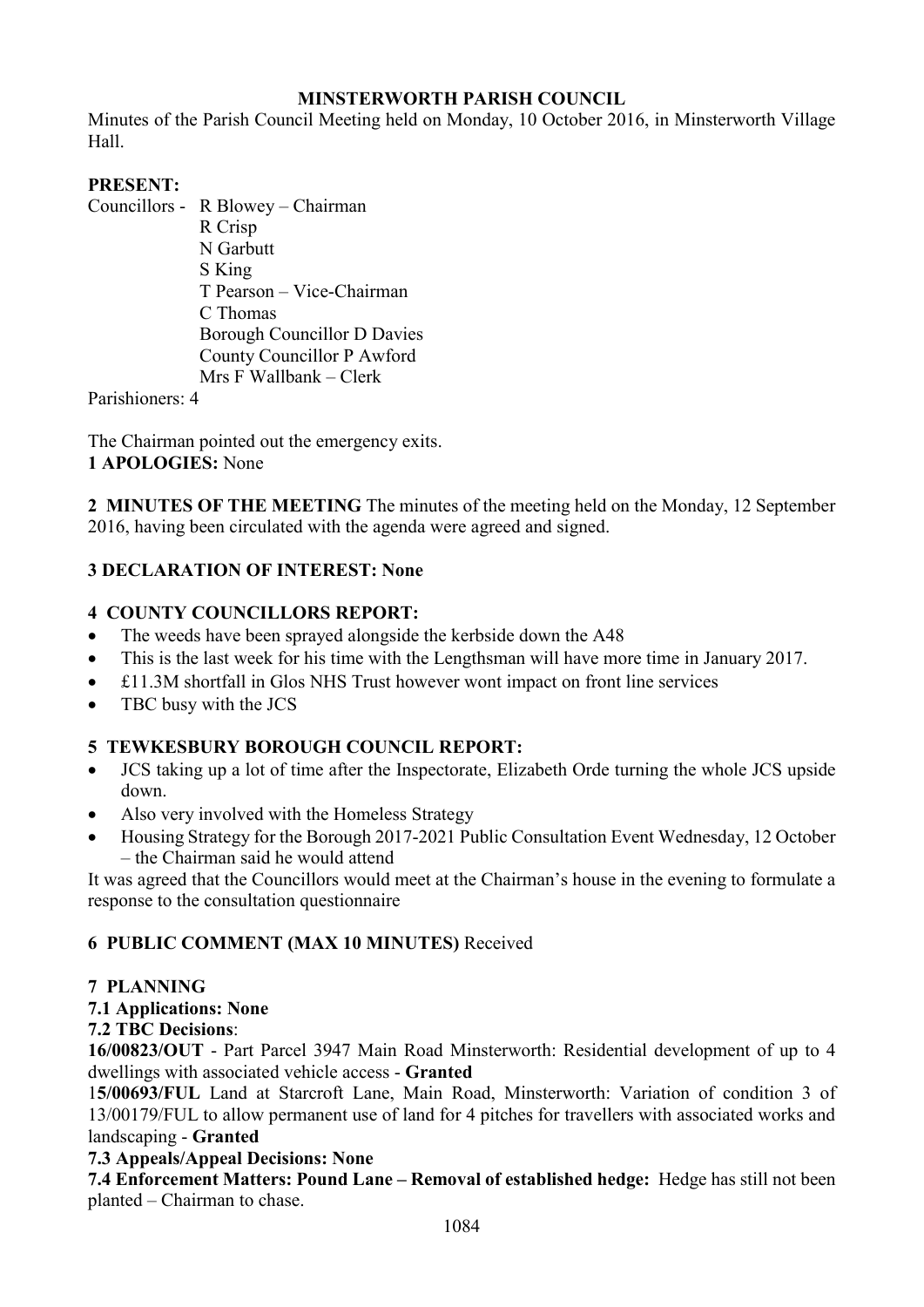# MINSTERWORTH PARISH COUNCIL

Minutes of the Parish Council Meeting held on Monday, 10 October 2016, in Minsterworth Village Hall.

**PRESENT:**

Councillors - R Blowey – Chairman
R Crisp
N Garbutt
S King
T Pearson – Vice-Chairman
C Thomas
Borough Councillor D Davies
County Councillor P Awford
Mrs F Wallbank – Clerk

Parishioners: 4

The Chairman pointed out the emergency exits.

**1 APOLOGIES:** None

**2 MINUTES OF THE MEETING** The minutes of the meeting held on the Monday, 12 September 2016, having been circulated with the agenda were agreed and signed.

**3 DECLARATION OF INTEREST: None**

**4 COUNTY COUNCILLORS REPORT:**

- The weeds have been sprayed alongside the kerbside down the A48
- This is the last week for his time with the Lengthsman will have more time in January 2017.
- £11.3M shortfall in Glos NHS Trust however wont impact on front line services
- TBC busy with the JCS

**5 TEWKESBURY BOROUGH COUNCIL REPORT:**

- JCS taking up a lot of time after the Inspectorate, Elizabeth Orde turning the whole JCS upside down.
- Also very involved with the Homeless Strategy
- Housing Strategy for the Borough 2017-2021 Public Consultation Event Wednesday, 12 October – the Chairman said he would attend

It was agreed that the Councillors would meet at the Chairman's house in the evening to formulate a response to the consultation questionnaire

**6 PUBLIC COMMENT (MAX 10 MINUTES)** Received

**7 PLANNING**

**7.1 Applications: None**

**7.2 TBC Decisions**:

**16/00823/OUT** - Part Parcel 3947 Main Road Minsterworth: Residential development of up to 4 dwellings with associated vehicle access - **Granted**

1**5/00693/FUL** Land at Starcroft Lane, Main Road, Minsterworth: Variation of condition 3 of 13/00179/FUL to allow permanent use of land for 4 pitches for travellers with associated works and landscaping - **Granted**

**7.3 Appeals/Appeal Decisions: None**

**7.4 Enforcement Matters: Pound Lane – Removal of established hedge:** Hedge has still not been planted – Chairman to chase.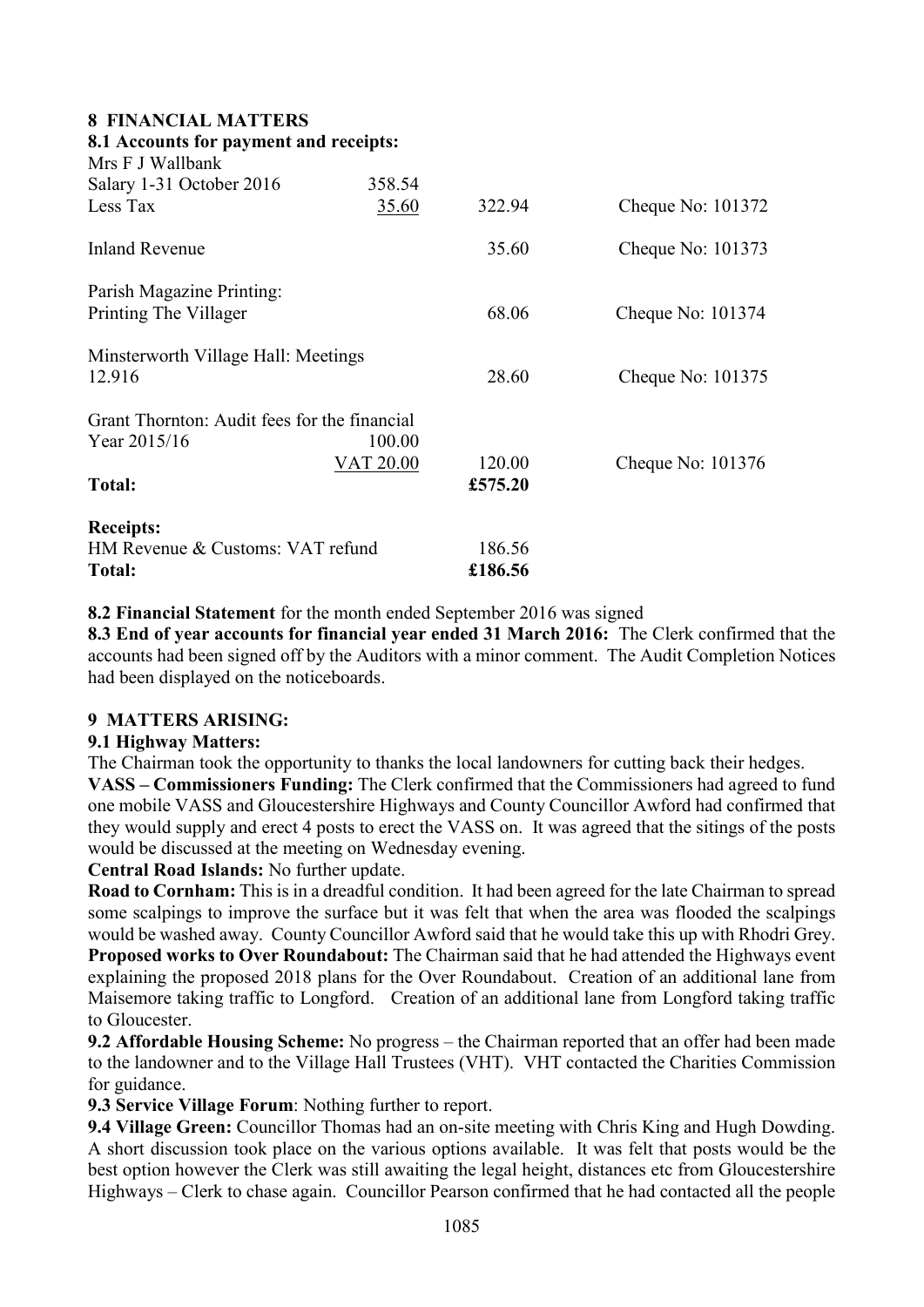## 8 FINANCIAL MATTERS

### 8.1 Accounts for payment and receipts:

| | | | |
|---|---|---|---|
| Mrs F J Wallbank | | | |
| Salary 1-31 October 2016 | 358.54 | | |
| Less Tax | 35.60 | 322.94 | Cheque No: 101372 |
| Inland Revenue | | 35.60 | Cheque No: 101373 |
| Parish Magazine Printing: | | | |
| Printing The Villager | | 68.06 | Cheque No: 101374 |
| Minsterworth Village Hall: Meetings | | | |
| 12.916 | | 28.60 | Cheque No: 101375 |
| Grant Thornton: Audit fees for the financial | | | |
| Year 2015/16 | 100.00 | | |
| | VAT 20.00 | 120.00 | Cheque No: 101376 |
| **Total:** | | **£575.20** | |
| **Receipts:** | | | |
| HM Revenue & Customs: VAT refund | | 186.56 | |
| **Total:** | | **£186.56** | |

**8.2 Financial Statement** for the month ended September 2016 was signed

**8.3 End of year accounts for financial year ended 31 March 2016:** The Clerk confirmed that the accounts had been signed off by the Auditors with a minor comment. The Audit Completion Notices had been displayed on the noticeboards.

## 9 MATTERS ARISING:

### 9.1 Highway Matters:

The Chairman took the opportunity to thanks the local landowners for cutting back their hedges.

**VASS – Commissioners Funding:** The Clerk confirmed that the Commissioners had agreed to fund one mobile VASS and Gloucestershire Highways and County Councillor Awford had confirmed that they would supply and erect 4 posts to erect the VASS on. It was agreed that the sitings of the posts would be discussed at the meeting on Wednesday evening.

**Central Road Islands:** No further update.

**Road to Cornham:** This is in a dreadful condition. It had been agreed for the late Chairman to spread some scalpings to improve the surface but it was felt that when the area was flooded the scalpings would be washed away. County Councillor Awford said that he would take this up with Rhodri Grey.

**Proposed works to Over Roundabout:** The Chairman said that he had attended the Highways event explaining the proposed 2018 plans for the Over Roundabout. Creation of an additional lane from Maisemore taking traffic to Longford. Creation of an additional lane from Longford taking traffic to Gloucester.

**9.2 Affordable Housing Scheme:** No progress – the Chairman reported that an offer had been made to the landowner and to the Village Hall Trustees (VHT). VHT contacted the Charities Commission for guidance.

**9.3 Service Village Forum**: Nothing further to report.

**9.4 Village Green:** Councillor Thomas had an on-site meeting with Chris King and Hugh Dowding. A short discussion took place on the various options available. It was felt that posts would be the best option however the Clerk was still awaiting the legal height, distances etc from Gloucestershire Highways – Clerk to chase again. Councillor Pearson confirmed that he had contacted all the people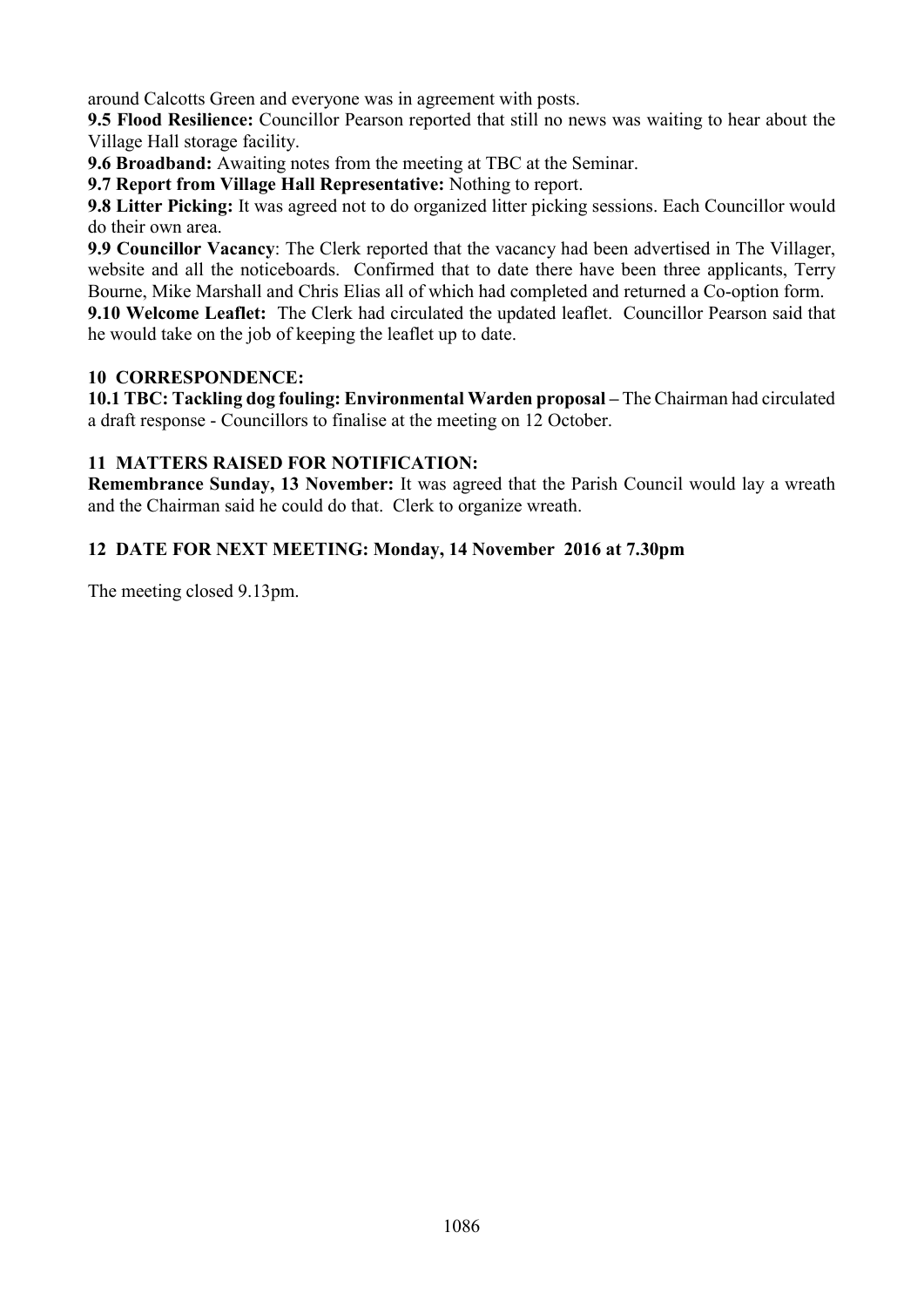around Calcotts Green and everyone was in agreement with posts.

**9.5 Flood Resilience:** Councillor Pearson reported that still no news was waiting to hear about the Village Hall storage facility.

**9.6 Broadband:** Awaiting notes from the meeting at TBC at the Seminar.

**9.7 Report from Village Hall Representative:** Nothing to report.

**9.8 Litter Picking:** It was agreed not to do organized litter picking sessions. Each Councillor would do their own area.

**9.9 Councillor Vacancy**: The Clerk reported that the vacancy had been advertised in The Villager, website and all the noticeboards. Confirmed that to date there have been three applicants, Terry Bourne, Mike Marshall and Chris Elias all of which had completed and returned a Co-option form.

**9.10 Welcome Leaflet:** The Clerk had circulated the updated leaflet. Councillor Pearson said that he would take on the job of keeping the leaflet up to date.

## 10 CORRESPONDENCE:

**10.1 TBC: Tackling dog fouling: Environmental Warden proposal –** The Chairman had circulated a draft response - Councillors to finalise at the meeting on 12 October.

## 11 MATTERS RAISED FOR NOTIFICATION:

**Remembrance Sunday, 13 November:** It was agreed that the Parish Council would lay a wreath and the Chairman said he could do that. Clerk to organize wreath.

## 12 DATE FOR NEXT MEETING: Monday, 14 November 2016 at 7.30pm

The meeting closed 9.13pm.